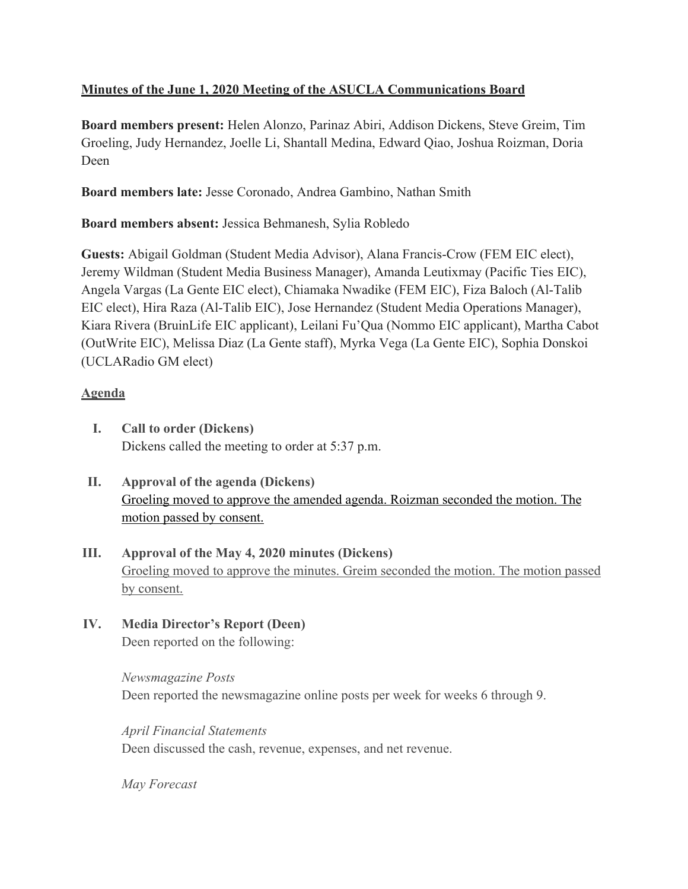**Minutes of the June 1, 2020 Meeting of the ASUCLA Communications Board**

**Board members present:** Helen Alonzo, Parinaz Abiri, Addison Dickens, Steve Greim, Tim Groeling, Judy Hernandez, Joelle Li, Shantall Medina, Edward Qiao, Joshua Roizman, Doria Deen

**Board members late:** Jesse Coronado, Andrea Gambino, Nathan Smith

**Board members absent:** Jessica Behmanesh, Sylia Robledo

**Guests:** Abigail Goldman (Student Media Advisor), Alana Francis-Crow (FEM EIC elect), Jeremy Wildman (Student Media Business Manager), Amanda Leutixmay (Pacific Ties EIC), Angela Vargas (La Gente EIC elect), Chiamaka Nwadike (FEM EIC), Fiza Baloch (Al-Talib EIC elect), Hira Raza (Al-Talib EIC), Jose Hernandez (Student Media Operations Manager), Kiara Rivera (BruinLife EIC applicant), Leilani Fu'Qua (Nommo EIC applicant), Martha Cabot (OutWrite EIC), Melissa Diaz (La Gente staff), Myrka Vega (La Gente EIC), Sophia Donskoi (UCLARadio GM elect)

**Agenda**

I. **Call to order (Dickens)**
   Dickens called the meeting to order at 5:37 p.m.

II. **Approval of the agenda (Dickens)**
   Groeling moved to approve the amended agenda. Roizman seconded the motion. The motion passed by consent.

III. **Approval of the May 4, 2020 minutes (Dickens)**
   Groeling moved to approve the minutes. Greim seconded the motion. The motion passed by consent.

IV. **Media Director's Report (Deen)**
   Deen reported on the following:

   *Newsmagazine Posts*
   Deen reported the newsmagazine online posts per week for weeks 6 through 9.

   *April Financial Statements*
   Deen discussed the cash, revenue, expenses, and net revenue.

   *May Forecast*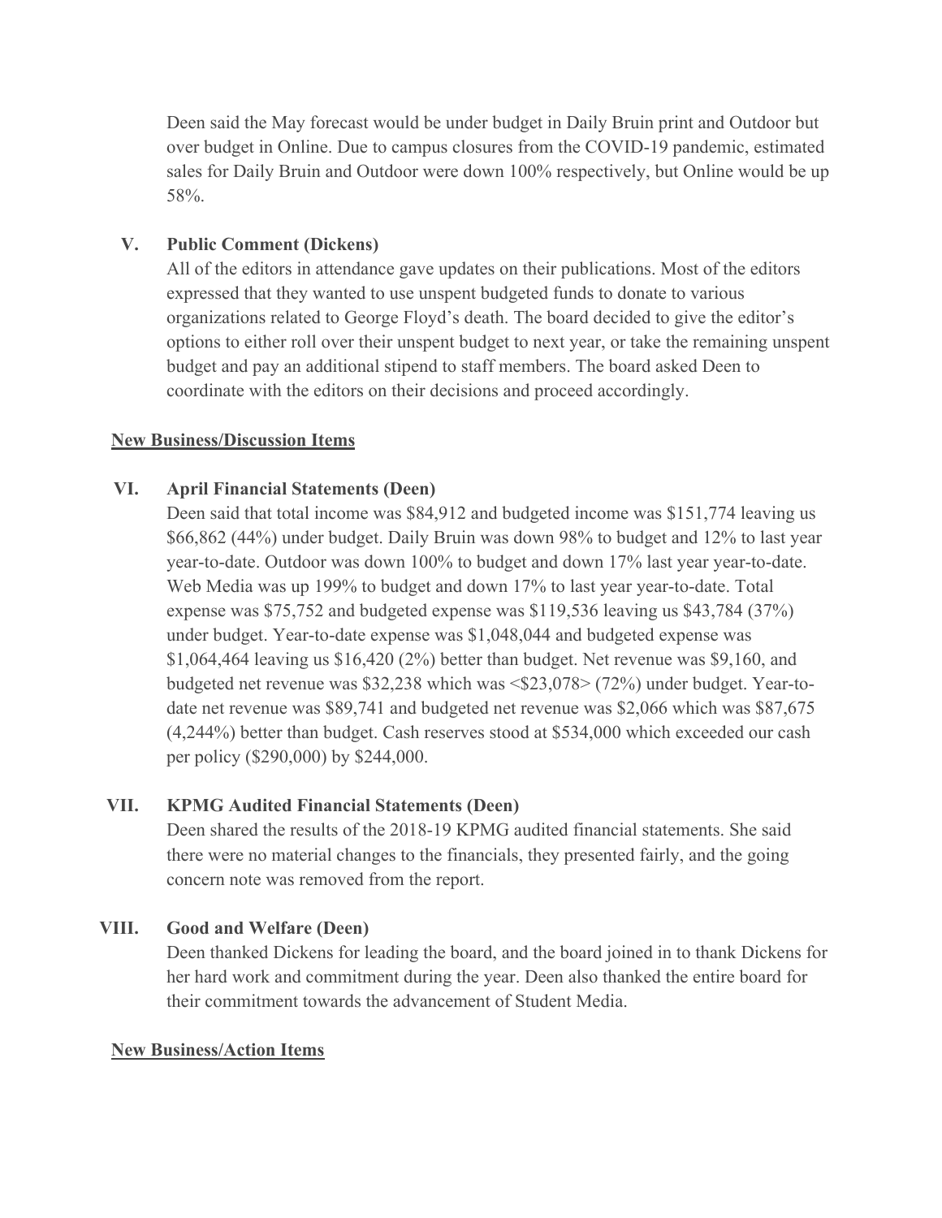Deen said the May forecast would be under budget in Daily Bruin print and Outdoor but over budget in Online. Due to campus closures from the COVID-19 pandemic, estimated sales for Daily Bruin and Outdoor were down 100% respectively, but Online would be up 58%.

**V. Public Comment (Dickens)**

All of the editors in attendance gave updates on their publications. Most of the editors expressed that they wanted to use unspent budgeted funds to donate to various organizations related to George Floyd's death. The board decided to give the editor's options to either roll over their unspent budget to next year, or take the remaining unspent budget and pay an additional stipend to staff members. The board asked Deen to coordinate with the editors on their decisions and proceed accordingly.

**New Business/Discussion Items**

**VI. April Financial Statements (Deen)**

Deen said that total income was $84,912 and budgeted income was $151,774 leaving us $66,862 (44%) under budget. Daily Bruin was down 98% to budget and 12% to last year year-to-date. Outdoor was down 100% to budget and down 17% last year year-to-date. Web Media was up 199% to budget and down 17% to last year year-to-date. Total expense was $75,752 and budgeted expense was $119,536 leaving us $43,784 (37%) under budget. Year-to-date expense was $1,048,044 and budgeted expense was $1,064,464 leaving us $16,420 (2%) better than budget. Net revenue was $9,160, and budgeted net revenue was $32,238 which was <$23,078> (72%) under budget. Year-to-date net revenue was $89,741 and budgeted net revenue was $2,066 which was $87,675 (4,244%) better than budget. Cash reserves stood at $534,000 which exceeded our cash per policy ($290,000) by $244,000.

**VII. KPMG Audited Financial Statements (Deen)**

Deen shared the results of the 2018-19 KPMG audited financial statements. She said there were no material changes to the financials, they presented fairly, and the going concern note was removed from the report.

**VIII. Good and Welfare (Deen)**

Deen thanked Dickens for leading the board, and the board joined in to thank Dickens for her hard work and commitment during the year. Deen also thanked the entire board for their commitment towards the advancement of Student Media.

**New Business/Action Items**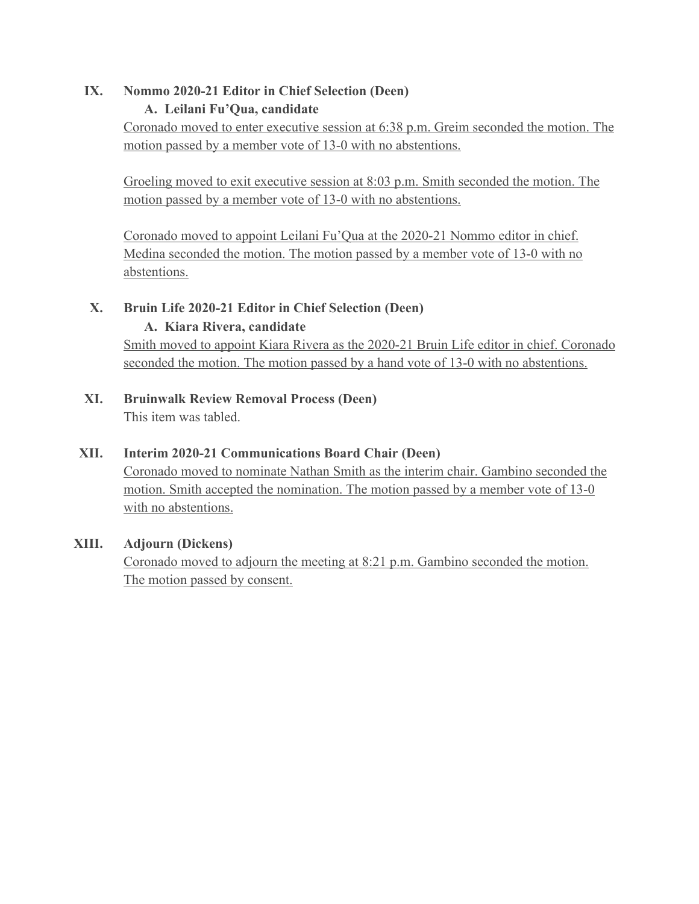**IX. Nommo 2020-21 Editor in Chief Selection (Deen)**

**A. Leilani Fu'Qua, candidate**

Coronado moved to enter executive session at 6:38 p.m. Greim seconded the motion. The motion passed by a member vote of 13-0 with no abstentions.

Groeling moved to exit executive session at 8:03 p.m. Smith seconded the motion. The motion passed by a member vote of 13-0 with no abstentions.

Coronado moved to appoint Leilani Fu'Qua at the 2020-21 Nommo editor in chief. Medina seconded the motion. The motion passed by a member vote of 13-0 with no abstentions.

**X. Bruin Life 2020-21 Editor in Chief Selection (Deen)**

**A. Kiara Rivera, candidate**

Smith moved to appoint Kiara Rivera as the 2020-21 Bruin Life editor in chief. Coronado seconded the motion. The motion passed by a hand vote of 13-0 with no abstentions.

**XI. Bruinwalk Review Removal Process (Deen)**

This item was tabled.

**XII. Interim 2020-21 Communications Board Chair (Deen)**

Coronado moved to nominate Nathan Smith as the interim chair. Gambino seconded the motion. Smith accepted the nomination. The motion passed by a member vote of 13-0 with no abstentions.

**XIII. Adjourn (Dickens)**

Coronado moved to adjourn the meeting at 8:21 p.m. Gambino seconded the motion. The motion passed by consent.